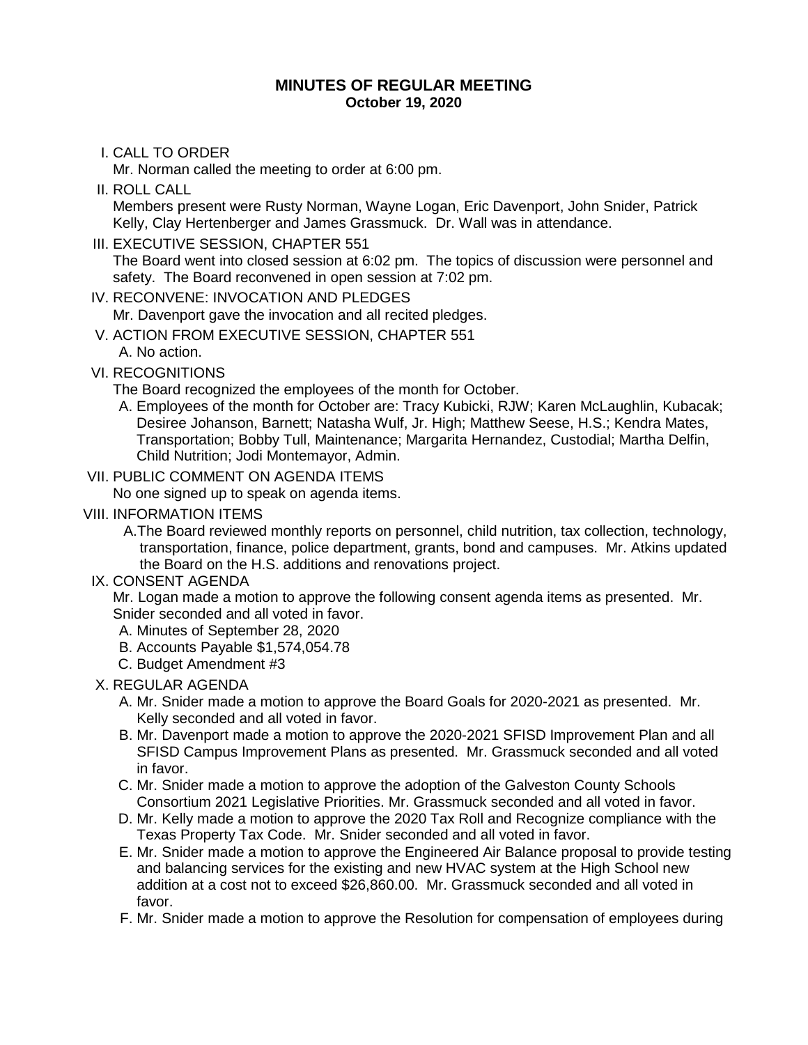# MINUTES OF REGULAR MEETING
## October 19, 2020

I. CALL TO ORDER

Mr. Norman called the meeting to order at 6:00 pm.

II. ROLL CALL

Members present were Rusty Norman, Wayne Logan, Eric Davenport, John Snider, Patrick Kelly, Clay Hertenberger and James Grassmuck. Dr. Wall was in attendance.

III. EXECUTIVE SESSION, CHAPTER 551

The Board went into closed session at 6:02 pm. The topics of discussion were personnel and safety. The Board reconvened in open session at 7:02 pm.

IV. RECONVENE: INVOCATION AND PLEDGES

Mr. Davenport gave the invocation and all recited pledges.

V. ACTION FROM EXECUTIVE SESSION, CHAPTER 551

A. No action.

VI. RECOGNITIONS

The Board recognized the employees of the month for October.

A. Employees of the month for October are: Tracy Kubicki, RJW; Karen McLaughlin, Kubacak; Desiree Johanson, Barnett; Natasha Wulf, Jr. High; Matthew Seese, H.S.; Kendra Mates, Transportation; Bobby Tull, Maintenance; Margarita Hernandez, Custodial; Martha Delfin, Child Nutrition; Jodi Montemayor, Admin.

VII. PUBLIC COMMENT ON AGENDA ITEMS

No one signed up to speak on agenda items.

VIII. INFORMATION ITEMS

A. The Board reviewed monthly reports on personnel, child nutrition, tax collection, technology, transportation, finance, police department, grants, bond and campuses. Mr. Atkins updated the Board on the H.S. additions and renovations project.

IX. CONSENT AGENDA

Mr. Logan made a motion to approve the following consent agenda items as presented. Mr. Snider seconded and all voted in favor.

A. Minutes of September 28, 2020
B. Accounts Payable $1,574,054.78
C. Budget Amendment #3

X. REGULAR AGENDA

A. Mr. Snider made a motion to approve the Board Goals for 2020-2021 as presented. Mr. Kelly seconded and all voted in favor.
B. Mr. Davenport made a motion to approve the 2020-2021 SFISD Improvement Plan and all SFISD Campus Improvement Plans as presented. Mr. Grassmuck seconded and all voted in favor.
C. Mr. Snider made a motion to approve the adoption of the Galveston County Schools Consortium 2021 Legislative Priorities. Mr. Grassmuck seconded and all voted in favor.
D. Mr. Kelly made a motion to approve the 2020 Tax Roll and Recognize compliance with the Texas Property Tax Code. Mr. Snider seconded and all voted in favor.
E. Mr. Snider made a motion to approve the Engineered Air Balance proposal to provide testing and balancing services for the existing and new HVAC system at the High School new addition at a cost not to exceed $26,860.00. Mr. Grassmuck seconded and all voted in favor.
F. Mr. Snider made a motion to approve the Resolution for compensation of employees during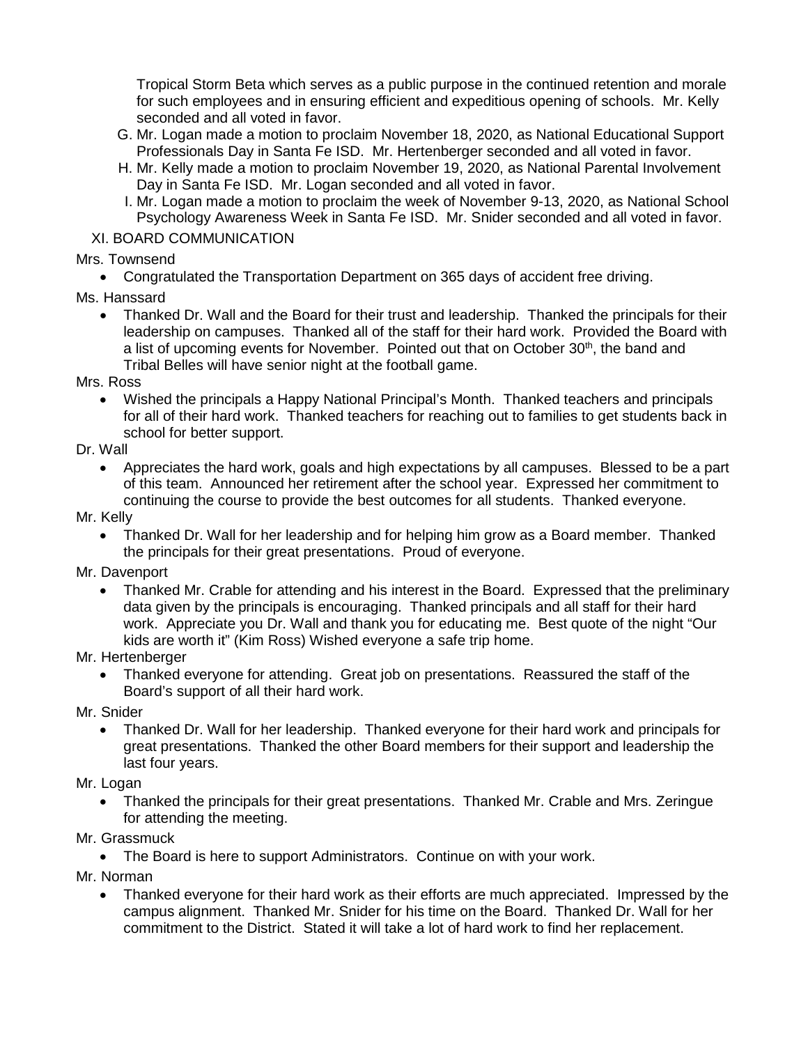Tropical Storm Beta which serves as a public purpose in the continued retention and morale for such employees and in ensuring efficient and expeditious opening of schools. Mr. Kelly seconded and all voted in favor.

G. Mr. Logan made a motion to proclaim November 18, 2020, as National Educational Support Professionals Day in Santa Fe ISD. Mr. Hertenberger seconded and all voted in favor.

H. Mr. Kelly made a motion to proclaim November 19, 2020, as National Parental Involvement Day in Santa Fe ISD. Mr. Logan seconded and all voted in favor.

I. Mr. Logan made a motion to proclaim the week of November 9-13, 2020, as National School Psychology Awareness Week in Santa Fe ISD. Mr. Snider seconded and all voted in favor.

XI. BOARD COMMUNICATION

Mrs. Townsend

- Congratulated the Transportation Department on 365 days of accident free driving.

Ms. Hanssard

- Thanked Dr. Wall and the Board for their trust and leadership. Thanked the principals for their leadership on campuses. Thanked all of the staff for their hard work. Provided the Board with a list of upcoming events for November. Pointed out that on October 30th, the band and Tribal Belles will have senior night at the football game.

Mrs. Ross

- Wished the principals a Happy National Principal's Month. Thanked teachers and principals for all of their hard work. Thanked teachers for reaching out to families to get students back in school for better support.

Dr. Wall

- Appreciates the hard work, goals and high expectations by all campuses. Blessed to be a part of this team. Announced her retirement after the school year. Expressed her commitment to continuing the course to provide the best outcomes for all students. Thanked everyone.

Mr. Kelly

- Thanked Dr. Wall for her leadership and for helping him grow as a Board member. Thanked the principals for their great presentations. Proud of everyone.

Mr. Davenport

- Thanked Mr. Crable for attending and his interest in the Board. Expressed that the preliminary data given by the principals is encouraging. Thanked principals and all staff for their hard work. Appreciate you Dr. Wall and thank you for educating me. Best quote of the night "Our kids are worth it" (Kim Ross) Wished everyone a safe trip home.

Mr. Hertenberger

- Thanked everyone for attending. Great job on presentations. Reassured the staff of the Board's support of all their hard work.

Mr. Snider

- Thanked Dr. Wall for her leadership. Thanked everyone for their hard work and principals for great presentations. Thanked the other Board members for their support and leadership the last four years.

Mr. Logan

- Thanked the principals for their great presentations. Thanked Mr. Crable and Mrs. Zeringue for attending the meeting.

Mr. Grassmuck

- The Board is here to support Administrators. Continue on with your work.

Mr. Norman

- Thanked everyone for their hard work as their efforts are much appreciated. Impressed by the campus alignment. Thanked Mr. Snider for his time on the Board. Thanked Dr. Wall for her commitment to the District. Stated it will take a lot of hard work to find her replacement.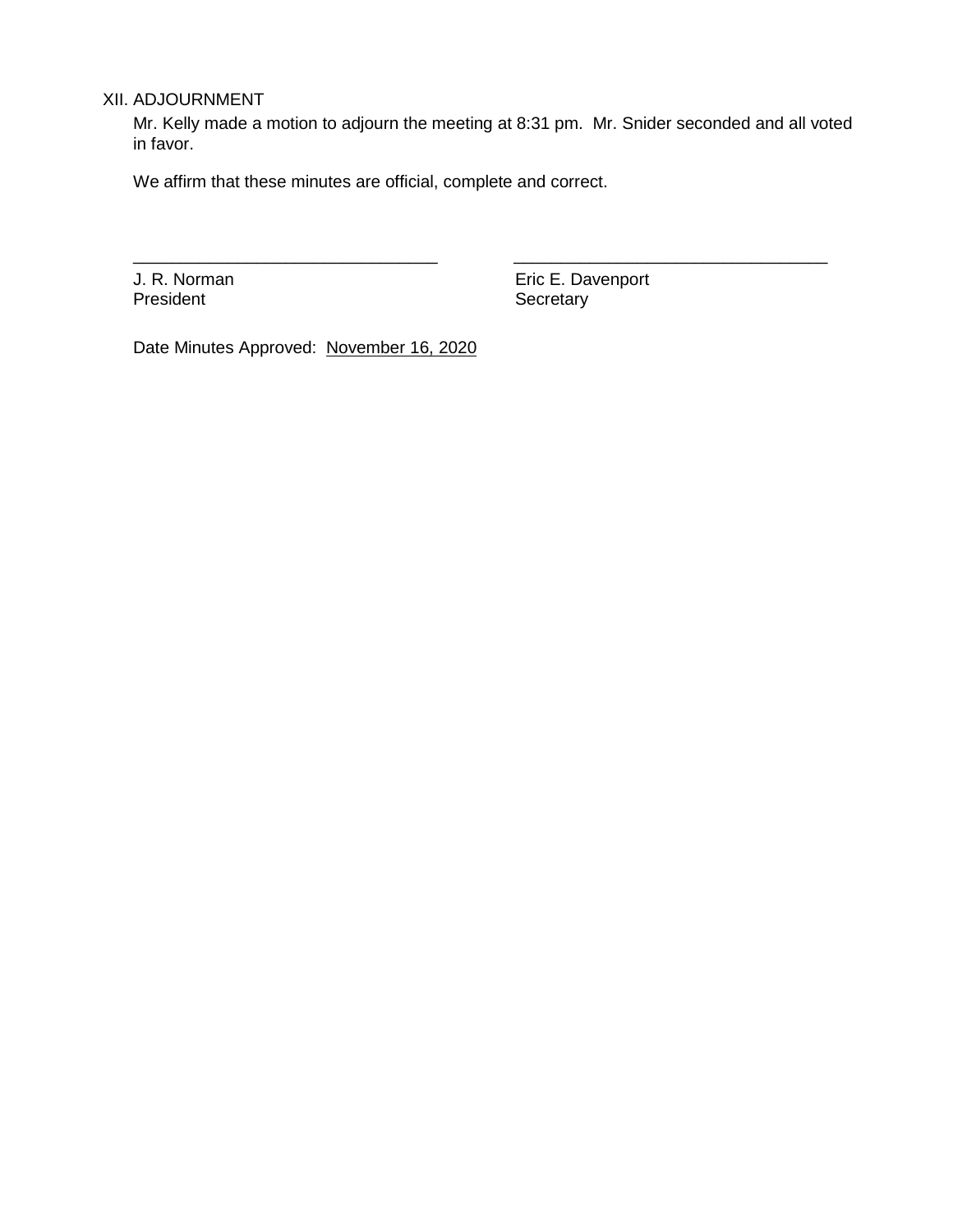## XII. ADJOURNMENT

Mr. Kelly made a motion to adjourn the meeting at 8:31 pm. Mr. Snider seconded and all voted in favor.

We affirm that these minutes are official, complete and correct.

| | |
|---|---|
| ________________________________ | ________________________________ |
| J. R. Norman | Eric E. Davenport |
| President | Secretary |

Date Minutes Approved: <u>November 16, 2020</u>